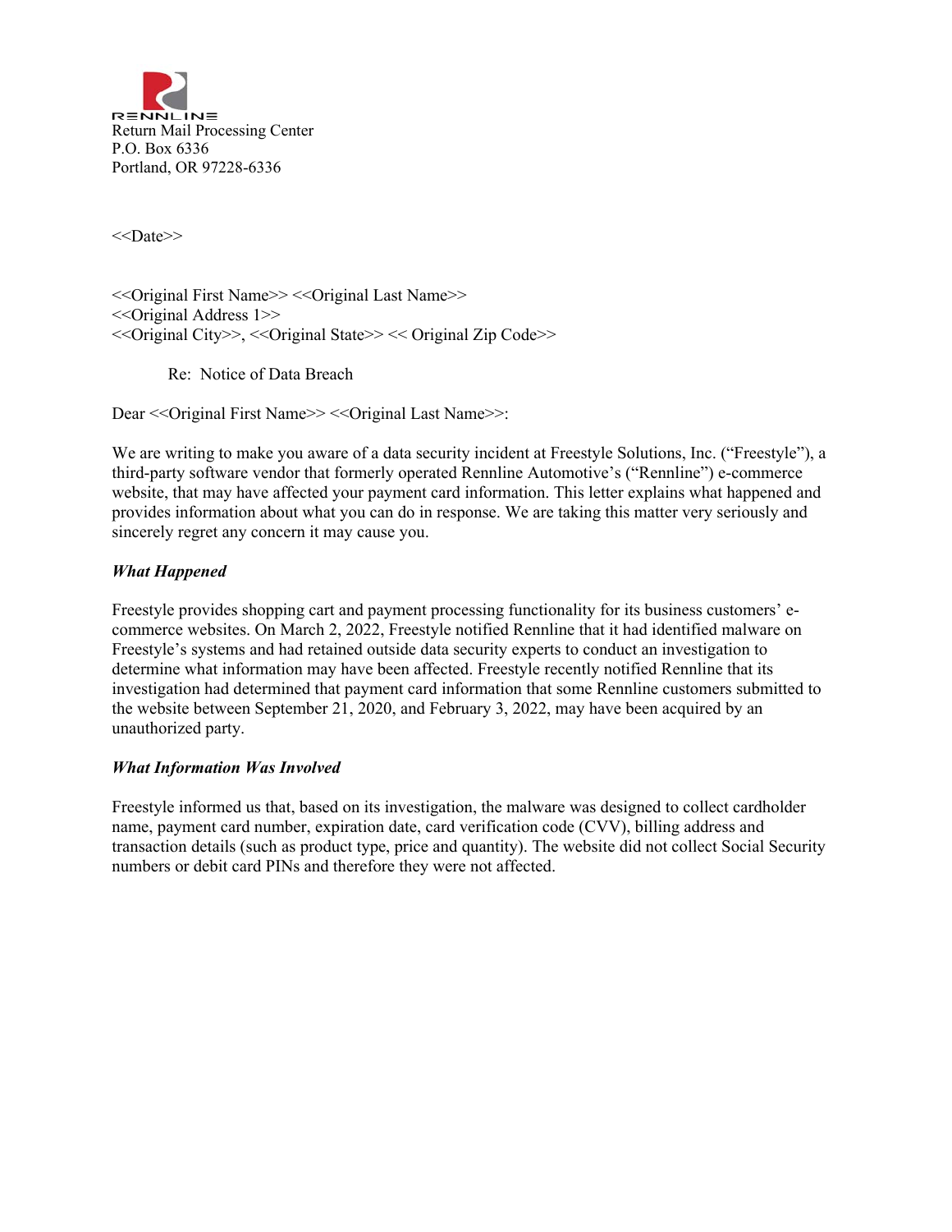RENNLINE
Return Mail Processing Center
P.O. Box 6336
Portland, OR 97228-6336

<<Date>>

<<Original First Name>> <<Original Last Name>>
<<Original Address 1>>
<<Original City>>, <<Original State>> << Original Zip Code>>

Re: Notice of Data Breach

Dear <<Original First Name>> <<Original Last Name>>:

We are writing to make you aware of a data security incident at Freestyle Solutions, Inc. ("Freestyle"), a third-party software vendor that formerly operated Rennline Automotive's ("Rennline") e-commerce website, that may have affected your payment card information. This letter explains what happened and provides information about what you can do in response. We are taking this matter very seriously and sincerely regret any concern it may cause you.

***What Happened***

Freestyle provides shopping cart and payment processing functionality for its business customers' e-commerce websites. On March 2, 2022, Freestyle notified Rennline that it had identified malware on Freestyle's systems and had retained outside data security experts to conduct an investigation to determine what information may have been affected. Freestyle recently notified Rennline that its investigation had determined that payment card information that some Rennline customers submitted to the website between September 21, 2020, and February 3, 2022, may have been acquired by an unauthorized party.

***What Information Was Involved***

Freestyle informed us that, based on its investigation, the malware was designed to collect cardholder name, payment card number, expiration date, card verification code (CVV), billing address and transaction details (such as product type, price and quantity). The website did not collect Social Security numbers or debit card PINs and therefore they were not affected.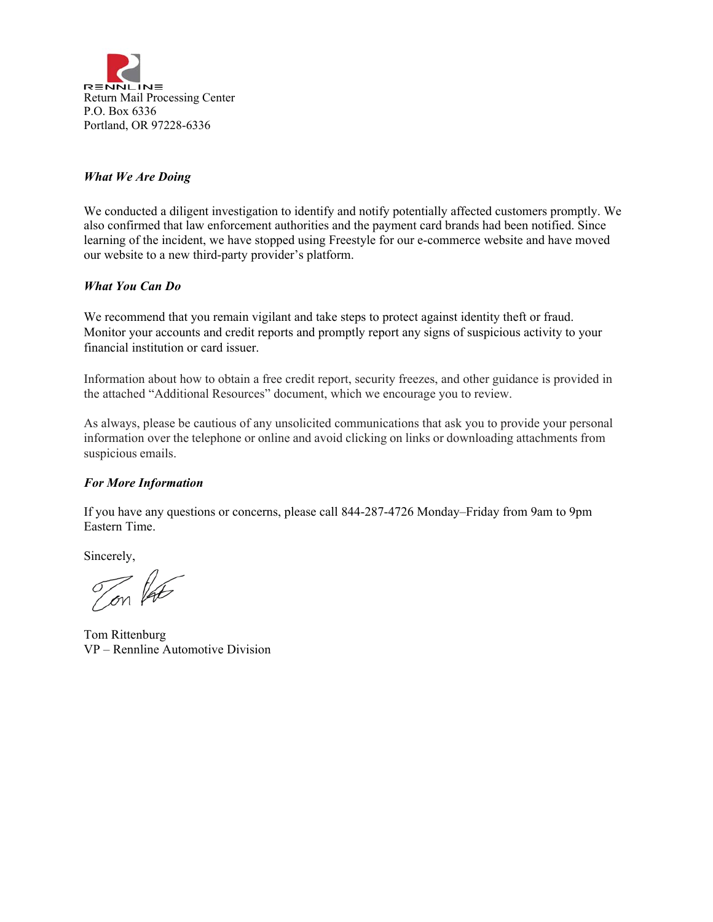RENNLINE
Return Mail Processing Center
P.O. Box 6336
Portland, OR 97228-6336

***What We Are Doing***

We conducted a diligent investigation to identify and notify potentially affected customers promptly. We also confirmed that law enforcement authorities and the payment card brands had been notified. Since learning of the incident, we have stopped using Freestyle for our e-commerce website and have moved our website to a new third-party provider's platform.

***What You Can Do***

We recommend that you remain vigilant and take steps to protect against identity theft or fraud. Monitor your accounts and credit reports and promptly report any signs of suspicious activity to your financial institution or card issuer.

Information about how to obtain a free credit report, security freezes, and other guidance is provided in the attached "Additional Resources" document, which we encourage you to review.

As always, please be cautious of any unsolicited communications that ask you to provide your personal information over the telephone or online and avoid clicking on links or downloading attachments from suspicious emails.

***For More Information***

If you have any questions or concerns, please call 844-287-4726 Monday–Friday from 9am to 9pm Eastern Time.

Sincerely,

Tom Rittenburg
VP – Rennline Automotive Division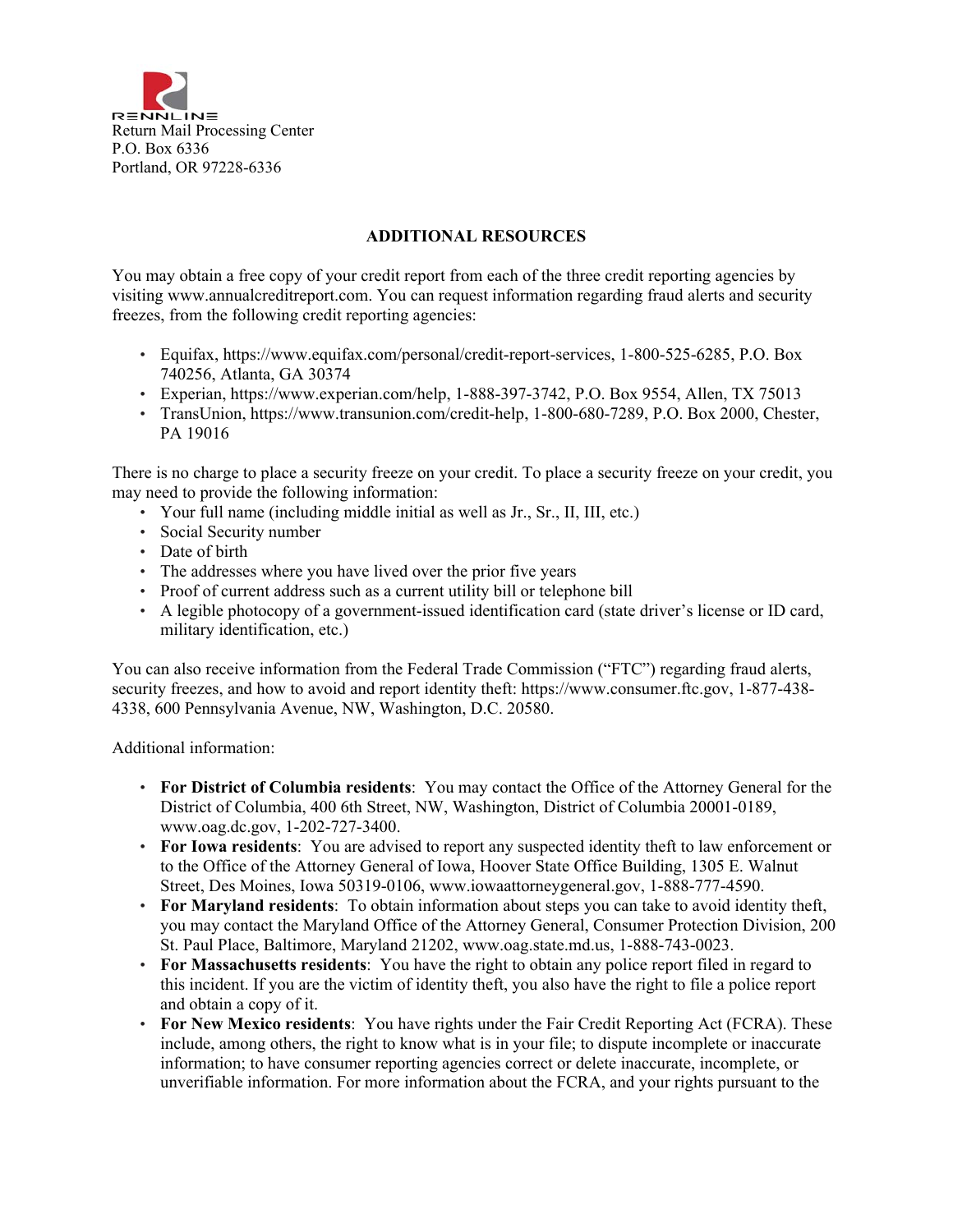RENNLINE
Return Mail Processing Center
P.O. Box 6336
Portland, OR 97228-6336

## ADDITIONAL RESOURCES

You may obtain a free copy of your credit report from each of the three credit reporting agencies by visiting www.annualcreditreport.com. You can request information regarding fraud alerts and security freezes, from the following credit reporting agencies:

- Equifax, https://www.equifax.com/personal/credit-report-services, 1-800-525-6285, P.O. Box 740256, Atlanta, GA 30374
- Experian, https://www.experian.com/help, 1-888-397-3742, P.O. Box 9554, Allen, TX 75013
- TransUnion, https://www.transunion.com/credit-help, 1-800-680-7289, P.O. Box 2000, Chester, PA 19016

There is no charge to place a security freeze on your credit. To place a security freeze on your credit, you may need to provide the following information:

- Your full name (including middle initial as well as Jr., Sr., II, III, etc.)
- Social Security number
- Date of birth
- The addresses where you have lived over the prior five years
- Proof of current address such as a current utility bill or telephone bill
- A legible photocopy of a government-issued identification card (state driver's license or ID card, military identification, etc.)

You can also receive information from the Federal Trade Commission ("FTC") regarding fraud alerts, security freezes, and how to avoid and report identity theft: https://www.consumer.ftc.gov, 1-877-438-4338, 600 Pennsylvania Avenue, NW, Washington, D.C. 20580.

Additional information:

- **For District of Columbia residents**: You may contact the Office of the Attorney General for the District of Columbia, 400 6th Street, NW, Washington, District of Columbia 20001-0189, www.oag.dc.gov, 1-202-727-3400.
- **For Iowa residents**: You are advised to report any suspected identity theft to law enforcement or to the Office of the Attorney General of Iowa, Hoover State Office Building, 1305 E. Walnut Street, Des Moines, Iowa 50319-0106, www.iowaattorneygeneral.gov, 1-888-777-4590.
- **For Maryland residents**: To obtain information about steps you can take to avoid identity theft, you may contact the Maryland Office of the Attorney General, Consumer Protection Division, 200 St. Paul Place, Baltimore, Maryland 21202, www.oag.state.md.us, 1-888-743-0023.
- **For Massachusetts residents**: You have the right to obtain any police report filed in regard to this incident. If you are the victim of identity theft, you also have the right to file a police report and obtain a copy of it.
- **For New Mexico residents**: You have rights under the Fair Credit Reporting Act (FCRA). These include, among others, the right to know what is in your file; to dispute incomplete or inaccurate information; to have consumer reporting agencies correct or delete inaccurate, incomplete, or unverifiable information. For more information about the FCRA, and your rights pursuant to the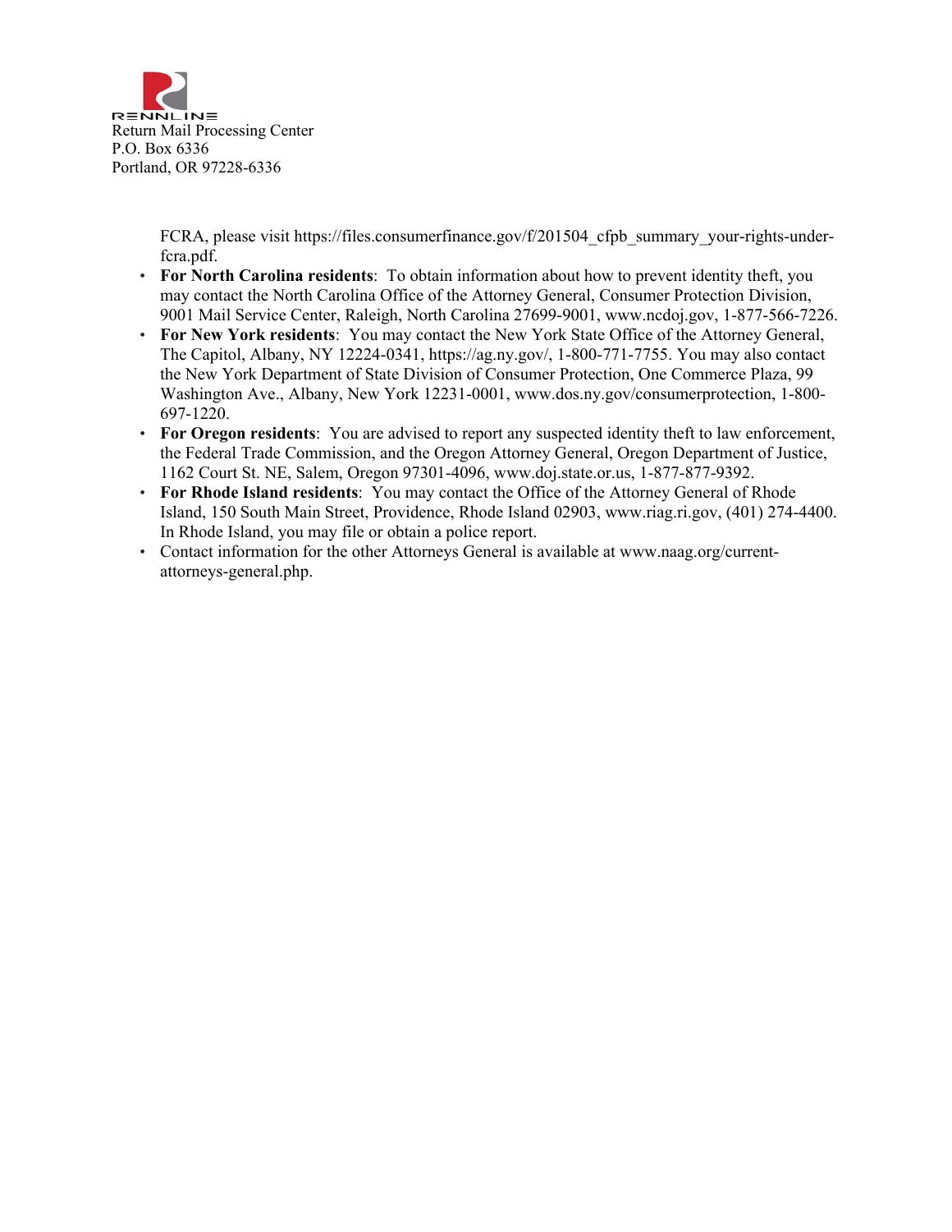RENNLINE
Return Mail Processing Center
P.O. Box 6336
Portland, OR 97228-6336

FCRA, please visit https://files.consumerfinance.gov/f/201504_cfpb_summary_your-rights-under-fcra.pdf.

- **For North Carolina residents**: To obtain information about how to prevent identity theft, you may contact the North Carolina Office of the Attorney General, Consumer Protection Division, 9001 Mail Service Center, Raleigh, North Carolina 27699-9001, www.ncdoj.gov, 1-877-566-7226.
- **For New York residents**: You may contact the New York State Office of the Attorney General, The Capitol, Albany, NY 12224-0341, https://ag.ny.gov/, 1-800-771-7755. You may also contact the New York Department of State Division of Consumer Protection, One Commerce Plaza, 99 Washington Ave., Albany, New York 12231-0001, www.dos.ny.gov/consumerprotection, 1-800-697-1220.
- **For Oregon residents**: You are advised to report any suspected identity theft to law enforcement, the Federal Trade Commission, and the Oregon Attorney General, Oregon Department of Justice, 1162 Court St. NE, Salem, Oregon 97301-4096, www.doj.state.or.us, 1-877-877-9392.
- **For Rhode Island residents**: You may contact the Office of the Attorney General of Rhode Island, 150 South Main Street, Providence, Rhode Island 02903, www.riag.ri.gov, (401) 274-4400. In Rhode Island, you may file or obtain a police report.
- Contact information for the other Attorneys General is available at www.naag.org/current-attorneys-general.php.